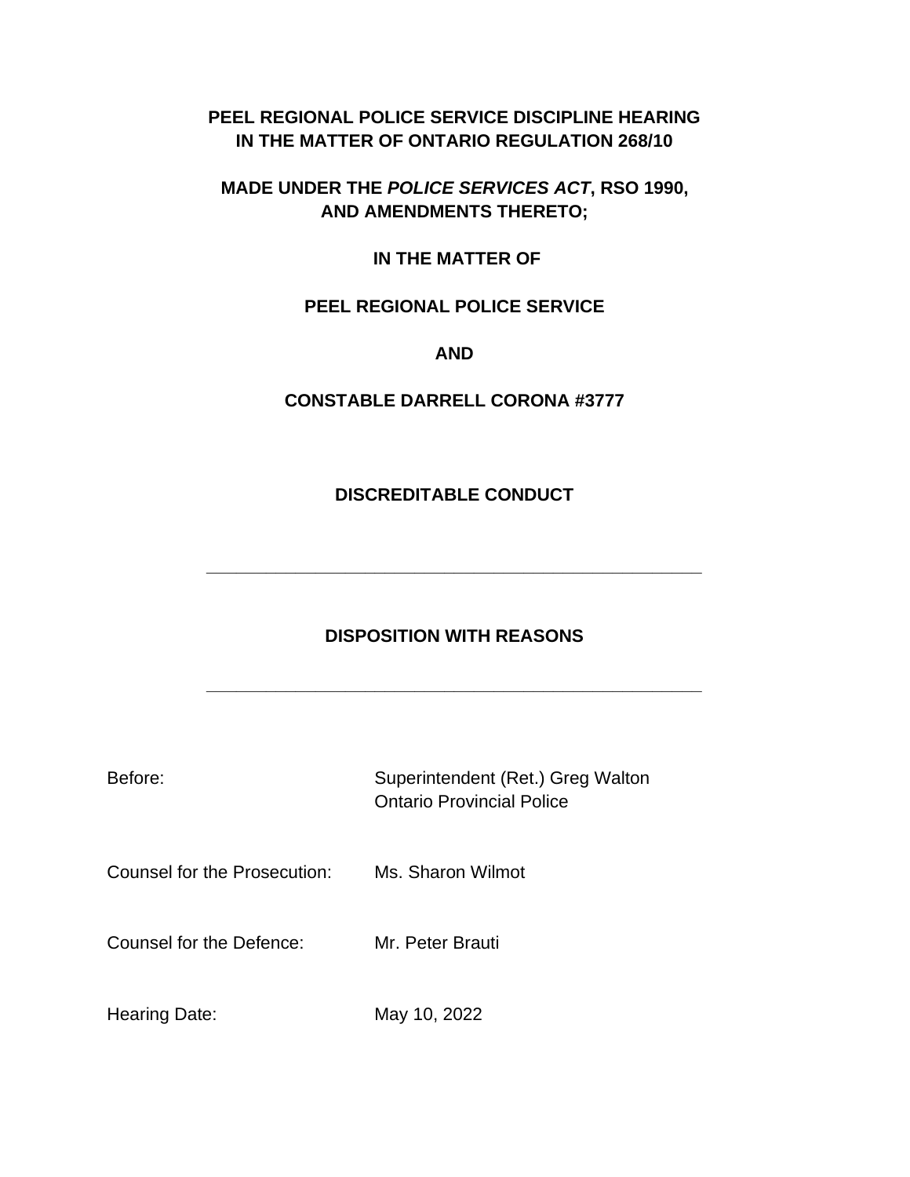**PEEL REGIONAL POLICE SERVICE DISCIPLINE HEARING**
**IN THE MATTER OF ONTARIO REGULATION 268/10**

**MADE UNDER THE *POLICE SERVICES ACT*, RSO 1990,**
**AND AMENDMENTS THERETO;**

**IN THE MATTER OF**

**PEEL REGIONAL POLICE SERVICE**

**AND**

**CONSTABLE DARRELL CORONA #3777**

**DISCREDITABLE CONDUCT**

---

**DISPOSITION WITH REASONS**

---

Before: Superintendent (Ret.) Greg Walton
Ontario Provincial Police

Counsel for the Prosecution: Ms. Sharon Wilmot

Counsel for the Defence: Mr. Peter Brauti

Hearing Date: May 10, 2022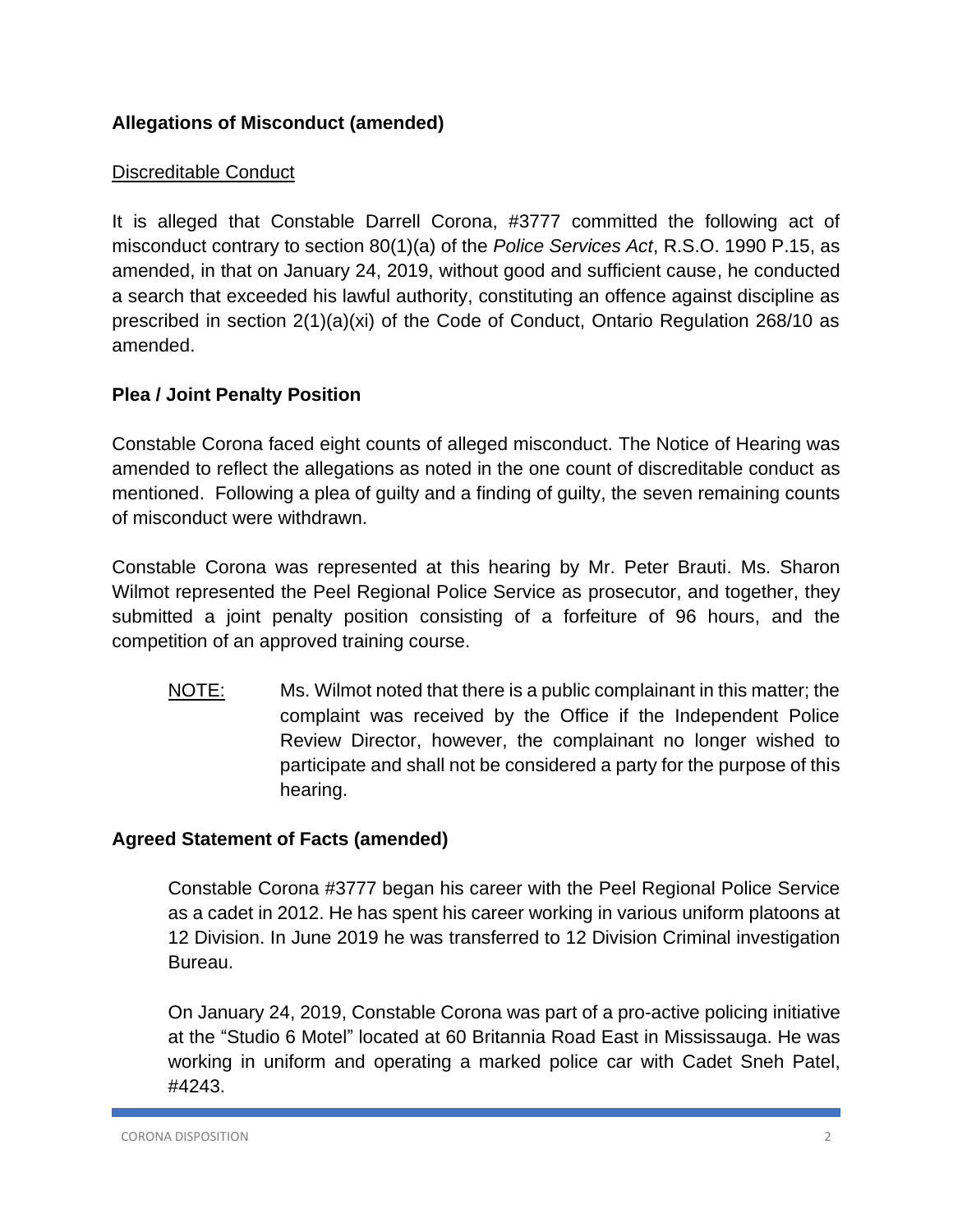**Allegations of Misconduct (amended)**

Discreditable Conduct

It is alleged that Constable Darrell Corona, #3777 committed the following act of misconduct contrary to section 80(1)(a) of the *Police Services Act*, R.S.O. 1990 P.15, as amended, in that on January 24, 2019, without good and sufficient cause, he conducted a search that exceeded his lawful authority, constituting an offence against discipline as prescribed in section 2(1)(a)(xi) of the Code of Conduct, Ontario Regulation 268/10 as amended.

**Plea / Joint Penalty Position**

Constable Corona faced eight counts of alleged misconduct. The Notice of Hearing was amended to reflect the allegations as noted in the one count of discreditable conduct as mentioned. Following a plea of guilty and a finding of guilty, the seven remaining counts of misconduct were withdrawn.

Constable Corona was represented at this hearing by Mr. Peter Brauti. Ms. Sharon Wilmot represented the Peel Regional Police Service as prosecutor, and together, they submitted a joint penalty position consisting of a forfeiture of 96 hours, and the competition of an approved training course.

> NOTE: Ms. Wilmot noted that there is a public complainant in this matter; the complaint was received by the Office if the Independent Police Review Director, however, the complainant no longer wished to participate and shall not be considered a party for the purpose of this hearing.

**Agreed Statement of Facts (amended)**

> Constable Corona #3777 began his career with the Peel Regional Police Service as a cadet in 2012. He has spent his career working in various uniform platoons at 12 Division. In June 2019 he was transferred to 12 Division Criminal investigation Bureau.
>
> On January 24, 2019, Constable Corona was part of a pro-active policing initiative at the "Studio 6 Motel" located at 60 Britannia Road East in Mississauga. He was working in uniform and operating a marked police car with Cadet Sneh Patel, #4243.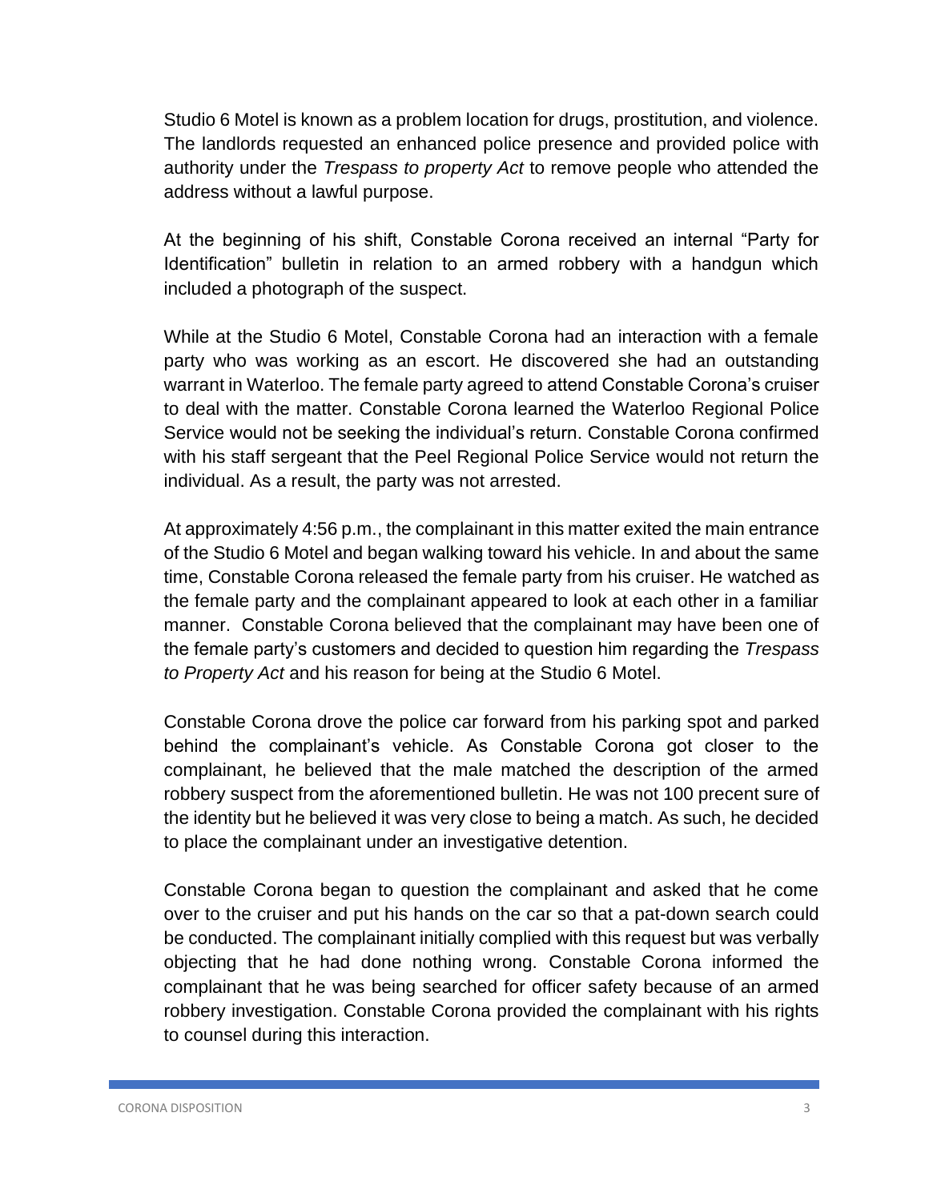Studio 6 Motel is known as a problem location for drugs, prostitution, and violence. The landlords requested an enhanced police presence and provided police with authority under the *Trespass to property Act* to remove people who attended the address without a lawful purpose.

At the beginning of his shift, Constable Corona received an internal "Party for Identification" bulletin in relation to an armed robbery with a handgun which included a photograph of the suspect.

While at the Studio 6 Motel, Constable Corona had an interaction with a female party who was working as an escort. He discovered she had an outstanding warrant in Waterloo. The female party agreed to attend Constable Corona's cruiser to deal with the matter. Constable Corona learned the Waterloo Regional Police Service would not be seeking the individual's return. Constable Corona confirmed with his staff sergeant that the Peel Regional Police Service would not return the individual. As a result, the party was not arrested.

At approximately 4:56 p.m., the complainant in this matter exited the main entrance of the Studio 6 Motel and began walking toward his vehicle. In and about the same time, Constable Corona released the female party from his cruiser. He watched as the female party and the complainant appeared to look at each other in a familiar manner. Constable Corona believed that the complainant may have been one of the female party's customers and decided to question him regarding the *Trespass to Property Act* and his reason for being at the Studio 6 Motel.

Constable Corona drove the police car forward from his parking spot and parked behind the complainant's vehicle. As Constable Corona got closer to the complainant, he believed that the male matched the description of the armed robbery suspect from the aforementioned bulletin. He was not 100 precent sure of the identity but he believed it was very close to being a match. As such, he decided to place the complainant under an investigative detention.

Constable Corona began to question the complainant and asked that he come over to the cruiser and put his hands on the car so that a pat-down search could be conducted. The complainant initially complied with this request but was verbally objecting that he had done nothing wrong. Constable Corona informed the complainant that he was being searched for officer safety because of an armed robbery investigation. Constable Corona provided the complainant with his rights to counsel during this interaction.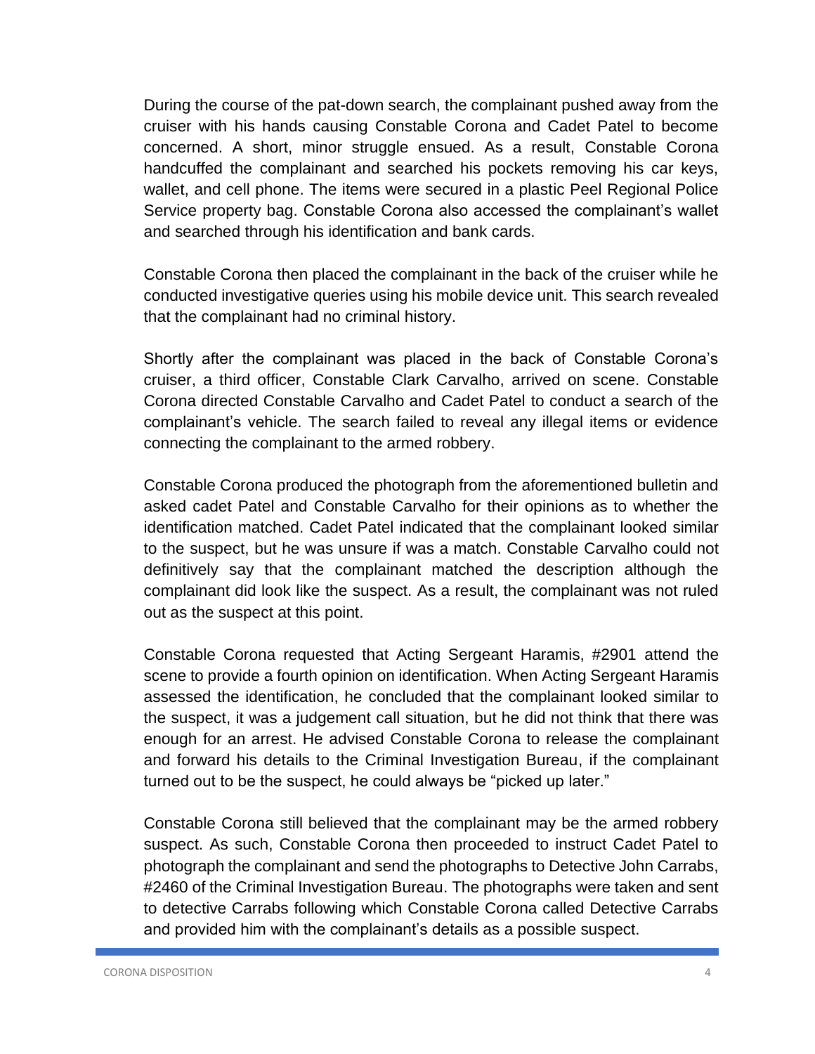During the course of the pat-down search, the complainant pushed away from the cruiser with his hands causing Constable Corona and Cadet Patel to become concerned. A short, minor struggle ensued. As a result, Constable Corona handcuffed the complainant and searched his pockets removing his car keys, wallet, and cell phone. The items were secured in a plastic Peel Regional Police Service property bag. Constable Corona also accessed the complainant's wallet and searched through his identification and bank cards.

Constable Corona then placed the complainant in the back of the cruiser while he conducted investigative queries using his mobile device unit. This search revealed that the complainant had no criminal history.

Shortly after the complainant was placed in the back of Constable Corona's cruiser, a third officer, Constable Clark Carvalho, arrived on scene. Constable Corona directed Constable Carvalho and Cadet Patel to conduct a search of the complainant's vehicle. The search failed to reveal any illegal items or evidence connecting the complainant to the armed robbery.

Constable Corona produced the photograph from the aforementioned bulletin and asked cadet Patel and Constable Carvalho for their opinions as to whether the identification matched. Cadet Patel indicated that the complainant looked similar to the suspect, but he was unsure if was a match. Constable Carvalho could not definitively say that the complainant matched the description although the complainant did look like the suspect. As a result, the complainant was not ruled out as the suspect at this point.

Constable Corona requested that Acting Sergeant Haramis, #2901 attend the scene to provide a fourth opinion on identification. When Acting Sergeant Haramis assessed the identification, he concluded that the complainant looked similar to the suspect, it was a judgement call situation, but he did not think that there was enough for an arrest. He advised Constable Corona to release the complainant and forward his details to the Criminal Investigation Bureau, if the complainant turned out to be the suspect, he could always be "picked up later."

Constable Corona still believed that the complainant may be the armed robbery suspect. As such, Constable Corona then proceeded to instruct Cadet Patel to photograph the complainant and send the photographs to Detective John Carrabs, #2460 of the Criminal Investigation Bureau. The photographs were taken and sent to detective Carrabs following which Constable Corona called Detective Carrabs and provided him with the complainant's details as a possible suspect.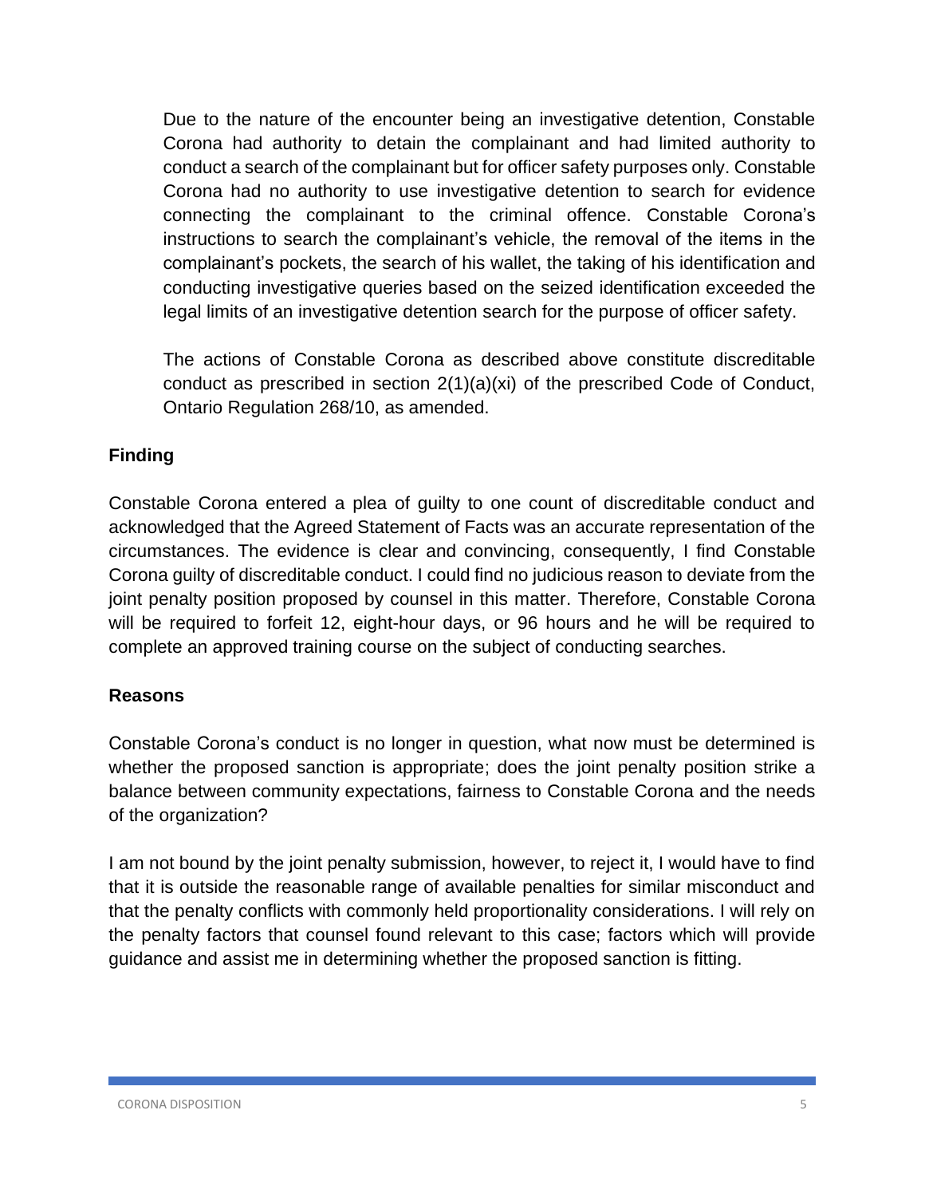Due to the nature of the encounter being an investigative detention, Constable Corona had authority to detain the complainant and had limited authority to conduct a search of the complainant but for officer safety purposes only. Constable Corona had no authority to use investigative detention to search for evidence connecting the complainant to the criminal offence. Constable Corona's instructions to search the complainant's vehicle, the removal of the items in the complainant's pockets, the search of his wallet, the taking of his identification and conducting investigative queries based on the seized identification exceeded the legal limits of an investigative detention search for the purpose of officer safety.

The actions of Constable Corona as described above constitute discreditable conduct as prescribed in section 2(1)(a)(xi) of the prescribed Code of Conduct, Ontario Regulation 268/10, as amended.

### Finding

Constable Corona entered a plea of guilty to one count of discreditable conduct and acknowledged that the Agreed Statement of Facts was an accurate representation of the circumstances. The evidence is clear and convincing, consequently, I find Constable Corona guilty of discreditable conduct. I could find no judicious reason to deviate from the joint penalty position proposed by counsel in this matter. Therefore, Constable Corona will be required to forfeit 12, eight-hour days, or 96 hours and he will be required to complete an approved training course on the subject of conducting searches.

### Reasons

Constable Corona's conduct is no longer in question, what now must be determined is whether the proposed sanction is appropriate; does the joint penalty position strike a balance between community expectations, fairness to Constable Corona and the needs of the organization?

I am not bound by the joint penalty submission, however, to reject it, I would have to find that it is outside the reasonable range of available penalties for similar misconduct and that the penalty conflicts with commonly held proportionality considerations. I will rely on the penalty factors that counsel found relevant to this case; factors which will provide guidance and assist me in determining whether the proposed sanction is fitting.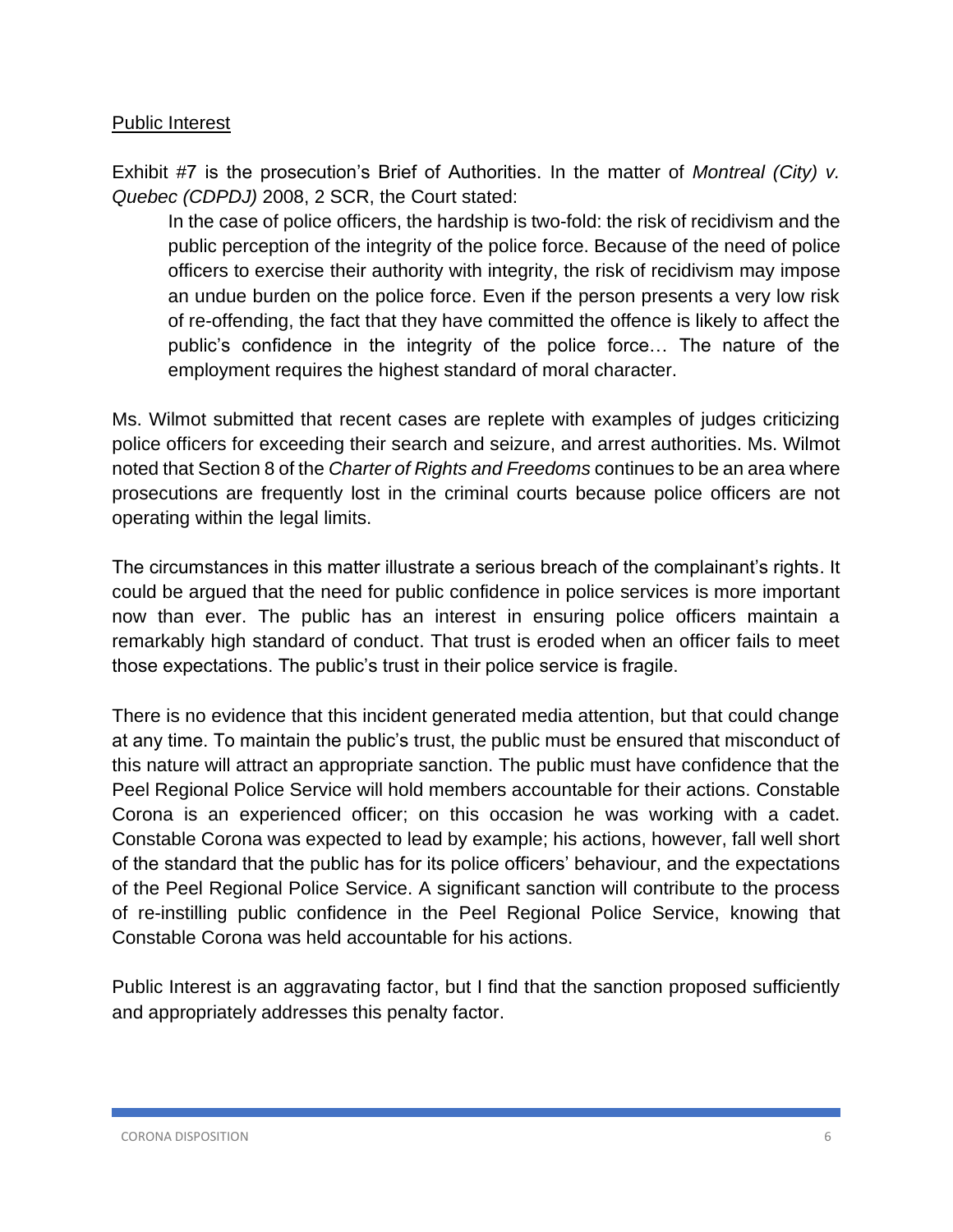<u>Public Interest</u>

Exhibit #7 is the prosecution's Brief of Authorities. In the matter of *Montreal (City) v. Quebec (CDPDJ)* 2008, 2 SCR, the Court stated:

> In the case of police officers, the hardship is two-fold: the risk of recidivism and the public perception of the integrity of the police force. Because of the need of police officers to exercise their authority with integrity, the risk of recidivism may impose an undue burden on the police force. Even if the person presents a very low risk of re-offending, the fact that they have committed the offence is likely to affect the public's confidence in the integrity of the police force… The nature of the employment requires the highest standard of moral character.

Ms. Wilmot submitted that recent cases are replete with examples of judges criticizing police officers for exceeding their search and seizure, and arrest authorities. Ms. Wilmot noted that Section 8 of the *Charter of Rights and Freedoms* continues to be an area where prosecutions are frequently lost in the criminal courts because police officers are not operating within the legal limits.

The circumstances in this matter illustrate a serious breach of the complainant's rights. It could be argued that the need for public confidence in police services is more important now than ever. The public has an interest in ensuring police officers maintain a remarkably high standard of conduct. That trust is eroded when an officer fails to meet those expectations. The public's trust in their police service is fragile.

There is no evidence that this incident generated media attention, but that could change at any time. To maintain the public's trust, the public must be ensured that misconduct of this nature will attract an appropriate sanction. The public must have confidence that the Peel Regional Police Service will hold members accountable for their actions. Constable Corona is an experienced officer; on this occasion he was working with a cadet. Constable Corona was expected to lead by example; his actions, however, fall well short of the standard that the public has for its police officers' behaviour, and the expectations of the Peel Regional Police Service. A significant sanction will contribute to the process of re-instilling public confidence in the Peel Regional Police Service, knowing that Constable Corona was held accountable for his actions.

Public Interest is an aggravating factor, but I find that the sanction proposed sufficiently and appropriately addresses this penalty factor.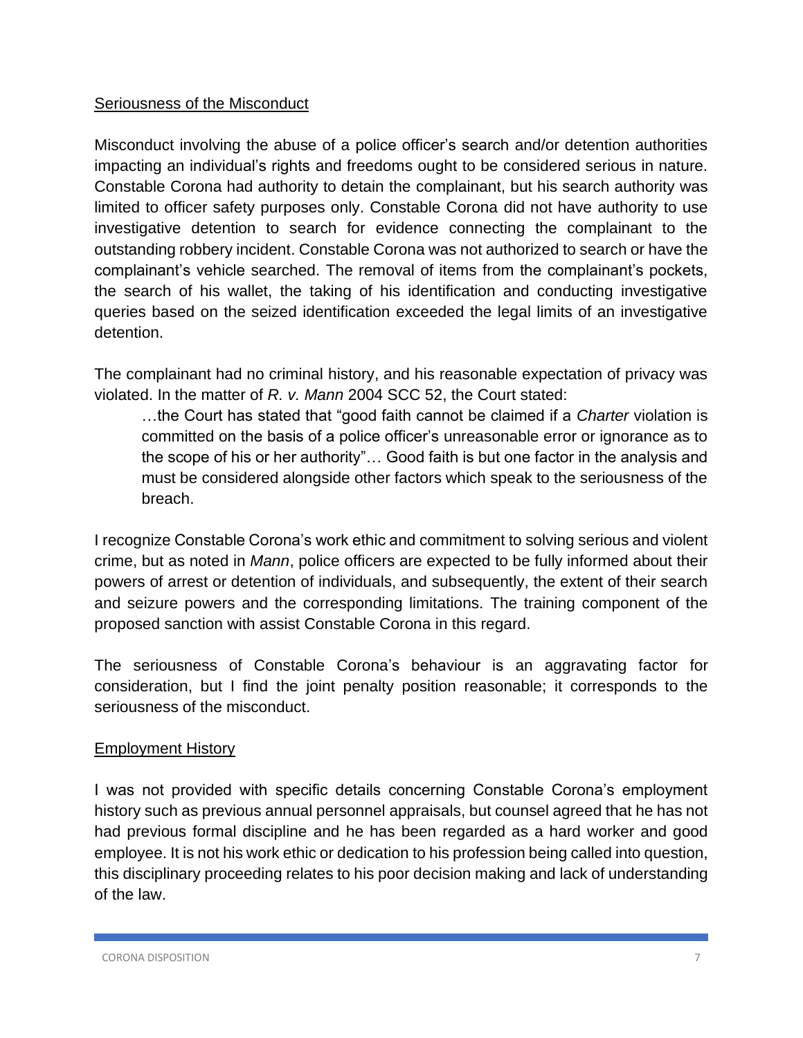<u>Seriousness of the Misconduct</u>

Misconduct involving the abuse of a police officer's search and/or detention authorities impacting an individual's rights and freedoms ought to be considered serious in nature. Constable Corona had authority to detain the complainant, but his search authority was limited to officer safety purposes only. Constable Corona did not have authority to use investigative detention to search for evidence connecting the complainant to the outstanding robbery incident. Constable Corona was not authorized to search or have the complainant's vehicle searched. The removal of items from the complainant's pockets, the search of his wallet, the taking of his identification and conducting investigative queries based on the seized identification exceeded the legal limits of an investigative detention.

The complainant had no criminal history, and his reasonable expectation of privacy was violated. In the matter of *R. v. Mann* 2004 SCC 52, the Court stated:

> …the Court has stated that "good faith cannot be claimed if a *Charter* violation is committed on the basis of a police officer's unreasonable error or ignorance as to the scope of his or her authority"… Good faith is but one factor in the analysis and must be considered alongside other factors which speak to the seriousness of the breach.

I recognize Constable Corona's work ethic and commitment to solving serious and violent crime, but as noted in *Mann*, police officers are expected to be fully informed about their powers of arrest or detention of individuals, and subsequently, the extent of their search and seizure powers and the corresponding limitations. The training component of the proposed sanction with assist Constable Corona in this regard.

The seriousness of Constable Corona's behaviour is an aggravating factor for consideration, but I find the joint penalty position reasonable; it corresponds to the seriousness of the misconduct.

<u>Employment History</u>

I was not provided with specific details concerning Constable Corona's employment history such as previous annual personnel appraisals, but counsel agreed that he has not had previous formal discipline and he has been regarded as a hard worker and good employee. It is not his work ethic or dedication to his profession being called into question, this disciplinary proceeding relates to his poor decision making and lack of understanding of the law.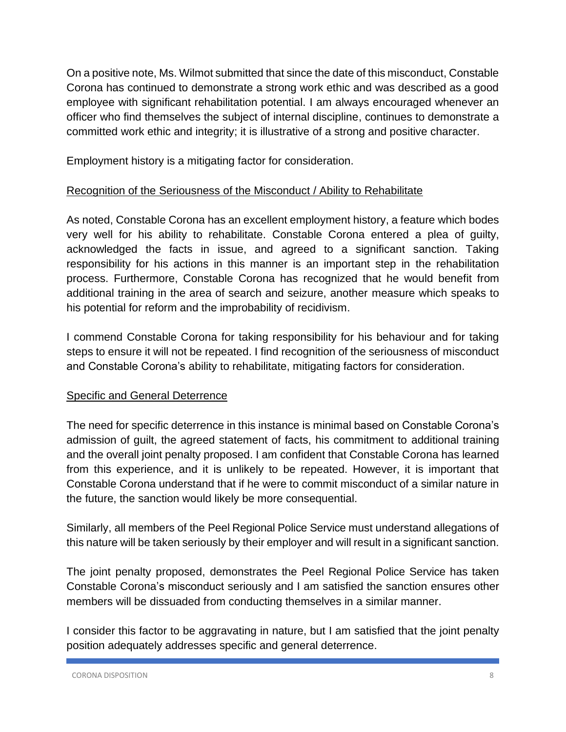On a positive note, Ms. Wilmot submitted that since the date of this misconduct, Constable Corona has continued to demonstrate a strong work ethic and was described as a good employee with significant rehabilitation potential. I am always encouraged whenever an officer who find themselves the subject of internal discipline, continues to demonstrate a committed work ethic and integrity; it is illustrative of a strong and positive character.

Employment history is a mitigating factor for consideration.

<u>Recognition of the Seriousness of the Misconduct / Ability to Rehabilitate</u>

As noted, Constable Corona has an excellent employment history, a feature which bodes very well for his ability to rehabilitate. Constable Corona entered a plea of guilty, acknowledged the facts in issue, and agreed to a significant sanction. Taking responsibility for his actions in this manner is an important step in the rehabilitation process. Furthermore, Constable Corona has recognized that he would benefit from additional training in the area of search and seizure, another measure which speaks to his potential for reform and the improbability of recidivism.

I commend Constable Corona for taking responsibility for his behaviour and for taking steps to ensure it will not be repeated. I find recognition of the seriousness of misconduct and Constable Corona's ability to rehabilitate, mitigating factors for consideration.

<u>Specific and General Deterrence</u>

The need for specific deterrence in this instance is minimal based on Constable Corona's admission of guilt, the agreed statement of facts, his commitment to additional training and the overall joint penalty proposed. I am confident that Constable Corona has learned from this experience, and it is unlikely to be repeated. However, it is important that Constable Corona understand that if he were to commit misconduct of a similar nature in the future, the sanction would likely be more consequential.

Similarly, all members of the Peel Regional Police Service must understand allegations of this nature will be taken seriously by their employer and will result in a significant sanction.

The joint penalty proposed, demonstrates the Peel Regional Police Service has taken Constable Corona's misconduct seriously and I am satisfied the sanction ensures other members will be dissuaded from conducting themselves in a similar manner.

I consider this factor to be aggravating in nature, but I am satisfied that the joint penalty position adequately addresses specific and general deterrence.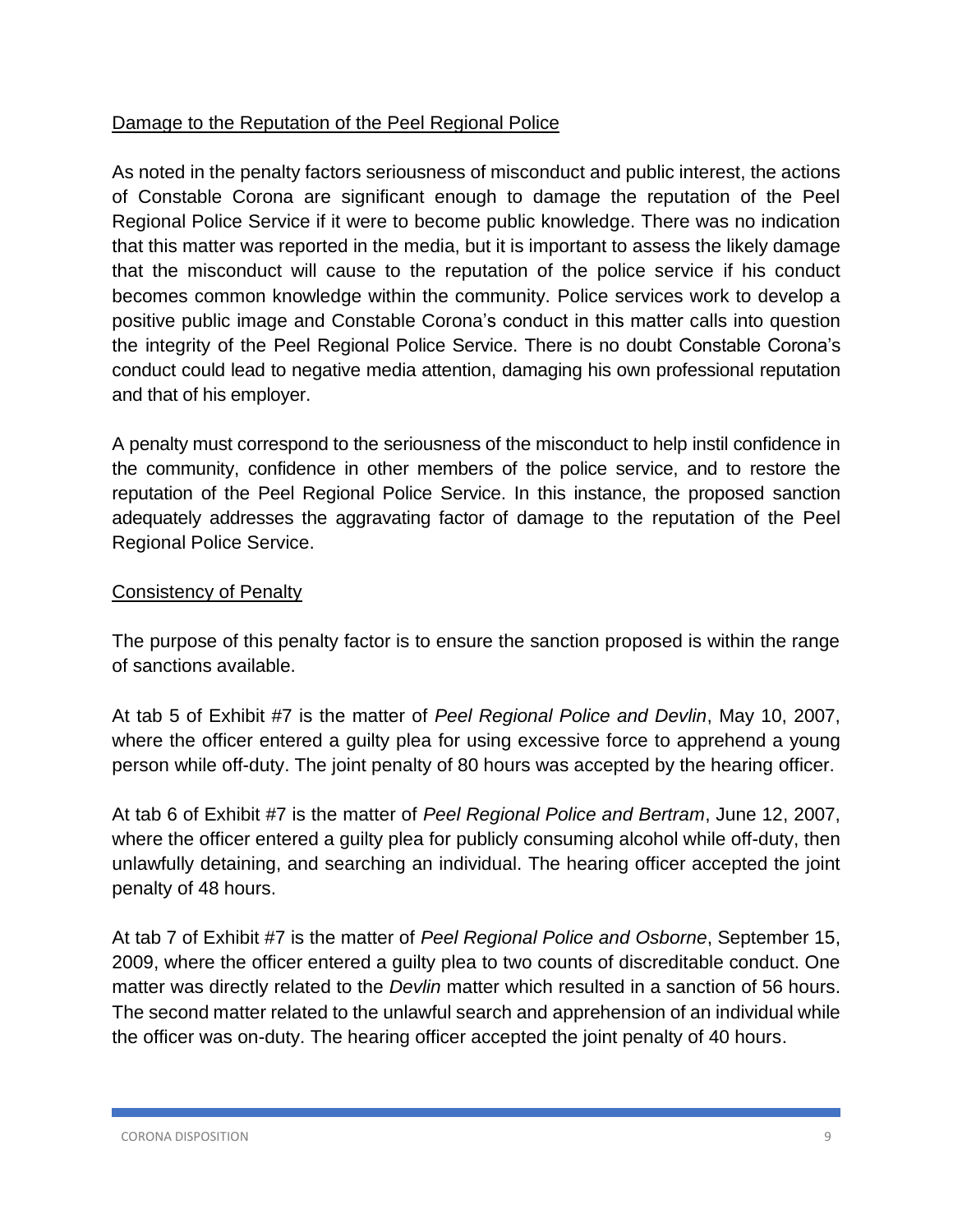## Damage to the Reputation of the Peel Regional Police

As noted in the penalty factors seriousness of misconduct and public interest, the actions of Constable Corona are significant enough to damage the reputation of the Peel Regional Police Service if it were to become public knowledge. There was no indication that this matter was reported in the media, but it is important to assess the likely damage that the misconduct will cause to the reputation of the police service if his conduct becomes common knowledge within the community. Police services work to develop a positive public image and Constable Corona's conduct in this matter calls into question the integrity of the Peel Regional Police Service. There is no doubt Constable Corona's conduct could lead to negative media attention, damaging his own professional reputation and that of his employer.

A penalty must correspond to the seriousness of the misconduct to help instil confidence in the community, confidence in other members of the police service, and to restore the reputation of the Peel Regional Police Service. In this instance, the proposed sanction adequately addresses the aggravating factor of damage to the reputation of the Peel Regional Police Service.

## Consistency of Penalty

The purpose of this penalty factor is to ensure the sanction proposed is within the range of sanctions available.

At tab 5 of Exhibit #7 is the matter of *Peel Regional Police and Devlin*, May 10, 2007, where the officer entered a guilty plea for using excessive force to apprehend a young person while off-duty. The joint penalty of 80 hours was accepted by the hearing officer.

At tab 6 of Exhibit #7 is the matter of *Peel Regional Police and Bertram*, June 12, 2007, where the officer entered a guilty plea for publicly consuming alcohol while off-duty, then unlawfully detaining, and searching an individual. The hearing officer accepted the joint penalty of 48 hours.

At tab 7 of Exhibit #7 is the matter of *Peel Regional Police and Osborne*, September 15, 2009, where the officer entered a guilty plea to two counts of discreditable conduct. One matter was directly related to the *Devlin* matter which resulted in a sanction of 56 hours. The second matter related to the unlawful search and apprehension of an individual while the officer was on-duty. The hearing officer accepted the joint penalty of 40 hours.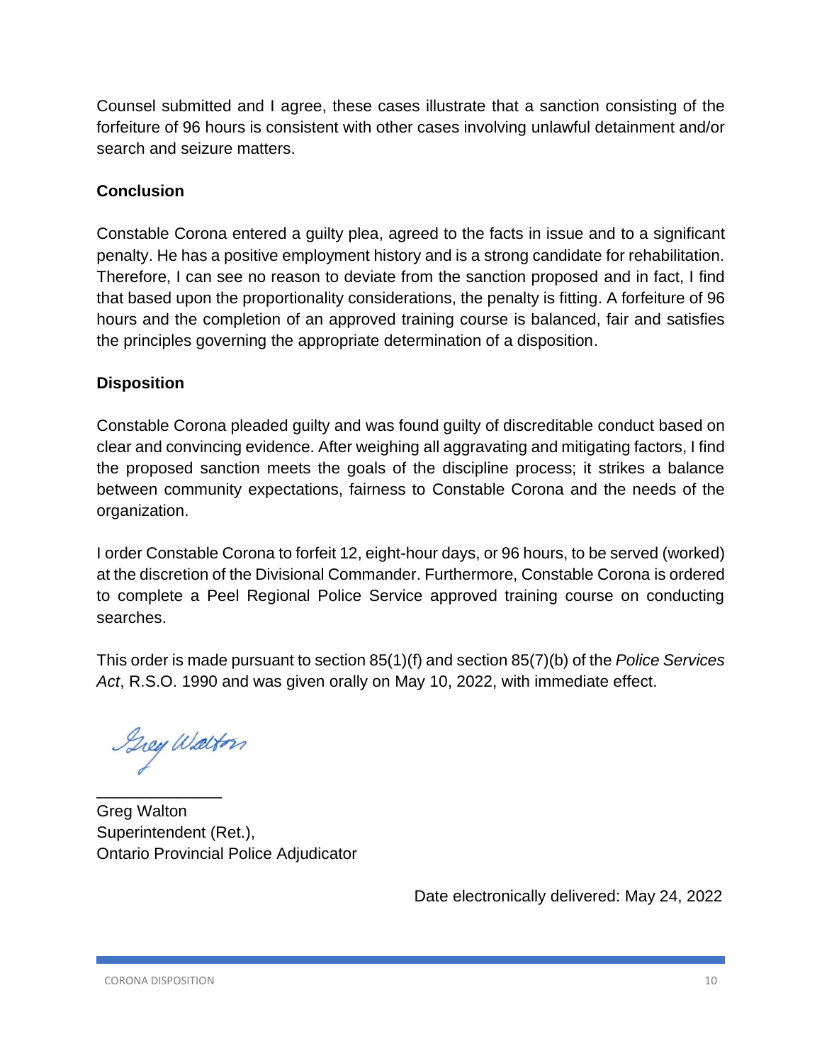Counsel submitted and I agree, these cases illustrate that a sanction consisting of the forfeiture of 96 hours is consistent with other cases involving unlawful detainment and/or search and seizure matters.

**Conclusion**

Constable Corona entered a guilty plea, agreed to the facts in issue and to a significant penalty. He has a positive employment history and is a strong candidate for rehabilitation. Therefore, I can see no reason to deviate from the sanction proposed and in fact, I find that based upon the proportionality considerations, the penalty is fitting. A forfeiture of 96 hours and the completion of an approved training course is balanced, fair and satisfies the principles governing the appropriate determination of a disposition.

**Disposition**

Constable Corona pleaded guilty and was found guilty of discreditable conduct based on clear and convincing evidence. After weighing all aggravating and mitigating factors, I find the proposed sanction meets the goals of the discipline process; it strikes a balance between community expectations, fairness to Constable Corona and the needs of the organization.

I order Constable Corona to forfeit 12, eight-hour days, or 96 hours, to be served (worked) at the discretion of the Divisional Commander. Furthermore, Constable Corona is ordered to complete a Peel Regional Police Service approved training course on conducting searches.

This order is made pursuant to section 85(1)(f) and section 85(7)(b) of the *Police Services Act*, R.S.O. 1990 and was given orally on May 10, 2022, with immediate effect.

Greg Walton
Superintendent (Ret.),
Ontario Provincial Police Adjudicator

Date electronically delivered: May 24, 2022